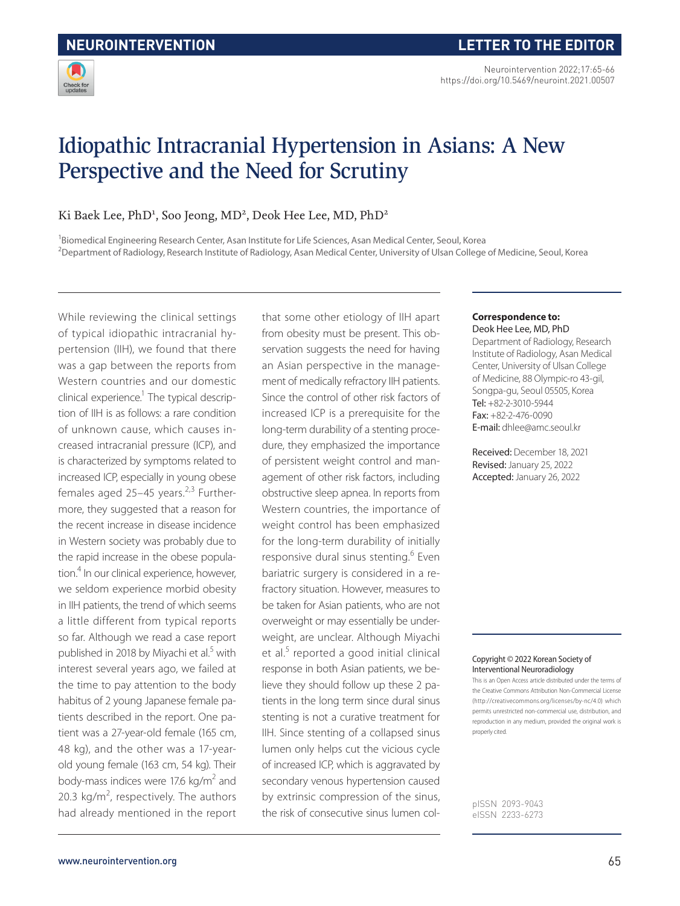NEUROINTERVENTION

LETTER TO THE EDITOR

# Idiopathic Intracranial Hypertension in Asians: A New Perspective and the Need for Scrutiny

Ki Baek Lee, PhD[1], Soo Jeong, MD[2], Deok Hee Lee, MD, PhD[2]

[1]Biomedical Engineering Research Center, Asan Institute for Life Sciences, Asan Medical Center, Seoul, Korea
[2]Department of Radiology, Research Institute of Radiology, Asan Medical Center, University of Ulsan College of Medicine, Seoul, Korea

While reviewing the clinical settings of typical idiopathic intracranial hypertension (IIH), we found that there was a gap between the reports from Western countries and our domestic clinical experience.[1] The typical description of IIH is as follows: a rare condition of unknown cause, which causes increased intracranial pressure (ICP), and is characterized by symptoms related to increased ICP, especially in young obese females aged 25–45 years.[2,3] Furthermore, they suggested that a reason for the recent increase in disease incidence in Western society was probably due to the rapid increase in the obese population.[4] In our clinical experience, however, we seldom experience morbid obesity in IIH patients, the trend of which seems a little different from typical reports so far. Although we read a case report published in 2018 by Miyachi et al.[5] with interest several years ago, we failed at the time to pay attention to the body habitus of 2 young Japanese female patients described in the report. One patient was a 27-year-old female (165 cm, 48 kg), and the other was a 17-year-old young female (163 cm, 54 kg). Their body-mass indices were 17.6 kg/m$^2$ and 20.3 kg/m$^2$, respectively. The authors had already mentioned in the report that some other etiology of IIH apart from obesity must be present. This observation suggests the need for having an Asian perspective in the management of medically refractory IIH patients. Since the control of other risk factors of increased ICP is a prerequisite for the long-term durability of a stenting procedure, they emphasized the importance of persistent weight control and management of other risk factors, including obstructive sleep apnea. In reports from Western countries, the importance of weight control has been emphasized for the long-term durability of initially responsive dural sinus stenting.[6] Even bariatric surgery is considered in a refractory situation. However, measures to be taken for Asian patients, who are not overweight or may essentially be underweight, are unclear. Although Miyachi et al.[5] reported a good initial clinical response in both Asian patients, we believe they should follow up these 2 patients in the long term since dural sinus stenting is not a curative treatment for IIH. Since stenting of a collapsed sinus lumen only helps cut the vicious cycle of increased ICP, which is aggravated by secondary venous hypertension caused by extrinsic compression of the sinus, the risk of consecutive sinus lumen col-

**Correspondence to:**
Deok Hee Lee, MD, PhD
Department of Radiology, Research Institute of Radiology, Asan Medical Center, University of Ulsan College of Medicine, 88 Olympic-ro 43-gil, Songpa-gu, Seoul 05505, Korea
Tel: +82-2-3010-5944
Fax: +82-2-476-0090
E-mail: dhlee@amc.seoul.kr

Received: December 18, 2021
Revised: January 25, 2022
Accepted: January 26, 2022

Copyright © 2022 Korean Society of Interventional Neuroradiology
This is an Open Access article distributed under the terms of the Creative Commons Attribution Non-Commercial License (http://creativecommons.org/licenses/by-nc/4.0) which permits unrestricted non-commercial use, distribution, and reproduction in any medium, provided the original work is properly cited.

pISSN 2093-9043
eISSN 2233-6273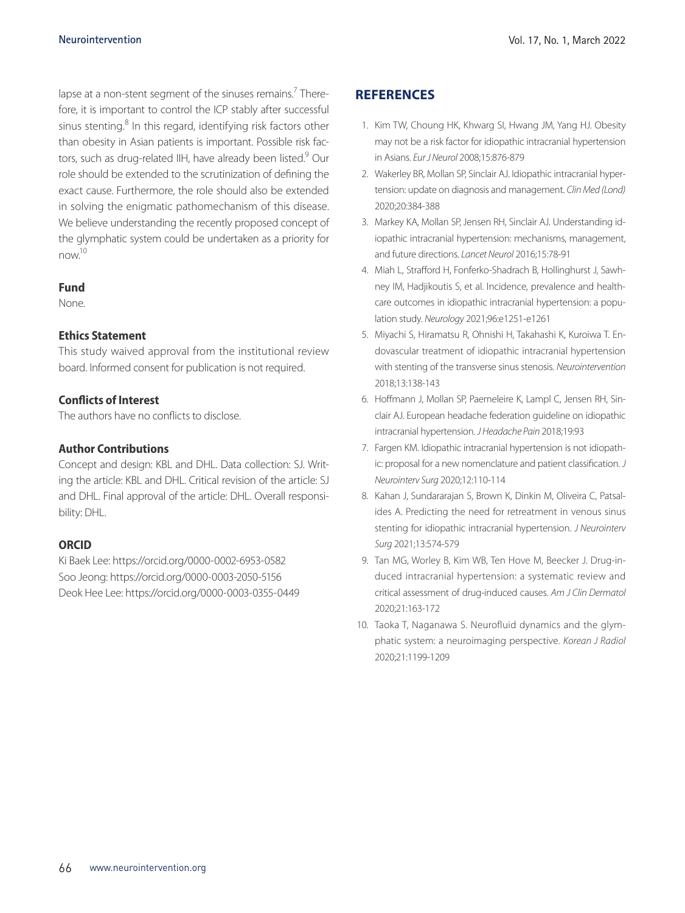lapse at a non-stent segment of the sinuses remains.[7] Therefore, it is important to control the ICP stably after successful sinus stenting.[8] In this regard, identifying risk factors other than obesity in Asian patients is important. Possible risk factors, such as drug-related IIH, have already been listed.[9] Our role should be extended to the scrutinization of defining the exact cause. Furthermore, the role should also be extended in solving the enigmatic pathomechanism of this disease. We believe understanding the recently proposed concept of the glymphatic system could be undertaken as a priority for now.[10]

### Fund

None.

### Ethics Statement

This study waived approval from the institutional review board. Informed consent for publication is not required.

### Conflicts of Interest

The authors have no conflicts to disclose.

### Author Contributions

Concept and design: KBL and DHL. Data collection: SJ. Writing the article: KBL and DHL. Critical revision of the article: SJ and DHL. Final approval of the article: DHL. Overall responsibility: DHL.

### ORCID

Ki Baek Lee: https://orcid.org/0000-0002-6953-0582
Soo Jeong: https://orcid.org/0000-0003-2050-5156
Deok Hee Lee: https://orcid.org/0000-0003-0355-0449

## REFERENCES

1. Kim TW, Choung HK, Khwarg SI, Hwang JM, Yang HJ. Obesity may not be a risk factor for idiopathic intracranial hypertension in Asians. *Eur J Neurol* 2008;15:876-879
2. Wakerley BR, Mollan SP, Sinclair AJ. Idiopathic intracranial hypertension: update on diagnosis and management. *Clin Med (Lond)* 2020;20:384-388
3. Markey KA, Mollan SP, Jensen RH, Sinclair AJ. Understanding idiopathic intracranial hypertension: mechanisms, management, and future directions. *Lancet Neurol* 2016;15:78-91
4. Miah L, Strafford H, Fonferko-Shadrach B, Hollinghurst J, Sawhney IM, Hadjikoutis S, et al. Incidence, prevalence and healthcare outcomes in idiopathic intracranial hypertension: a population study. *Neurology* 2021;96:e1251-e1261
5. Miyachi S, Hiramatsu R, Ohnishi H, Takahashi K, Kuroiwa T. Endovascular treatment of idiopathic intracranial hypertension with stenting of the transverse sinus stenosis. *Neurointervention* 2018;13:138-143
6. Hoffmann J, Mollan SP, Paemeleire K, Lampl C, Jensen RH, Sinclair AJ. European headache federation guideline on idiopathic intracranial hypertension. *J Headache Pain* 2018;19:93
7. Fargen KM. Idiopathic intracranial hypertension is not idiopathic: proposal for a new nomenclature and patient classification. *J Neurointerv Surg* 2020;12:110-114
8. Kahan J, Sundararajan S, Brown K, Dinkin M, Oliveira C, Patsalides A. Predicting the need for retreatment in venous sinus stenting for idiopathic intracranial hypertension. *J Neurointerv Surg* 2021;13:574-579
9. Tan MG, Worley B, Kim WB, Ten Hove M, Beecker J. Drug-induced intracranial hypertension: a systematic review and critical assessment of drug-induced causes. *Am J Clin Dermatol* 2020;21:163-172
10. Taoka T, Naganawa S. Neurofluid dynamics and the glymphatic system: a neuroimaging perspective. *Korean J Radiol* 2020;21:1199-1209